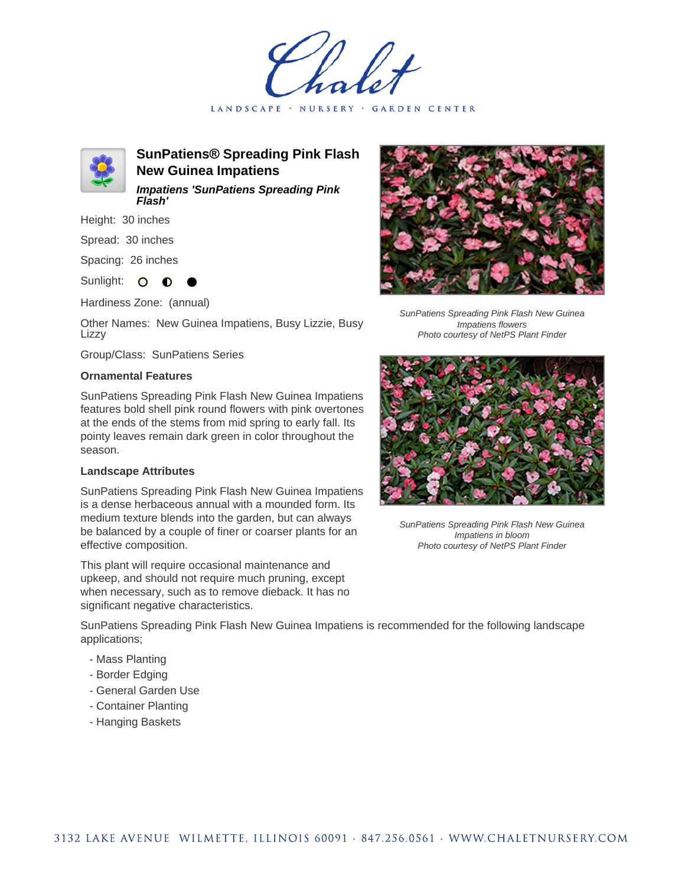Chalet

LANDSCAPE · NURSERY · GARDEN CENTER

# SunPatiens® Spreading Pink Flash New Guinea Impatiens

***Impatiens 'SunPatiens Spreading Pink Flash'***

Height: 30 inches

Spread: 30 inches

Spacing: 26 inches

Sunlight: ○ ◐ ●

Hardiness Zone: (annual)

Other Names: New Guinea Impatiens, Busy Lizzie, Busy Lizzy

Group/Class: SunPatiens Series

SunPatiens Spreading Pink Flash New Guinea Impatiens flowers
Photo courtesy of NetPS Plant Finder

SunPatiens Spreading Pink Flash New Guinea Impatiens in bloom
Photo courtesy of NetPS Plant Finder

### Ornamental Features

SunPatiens Spreading Pink Flash New Guinea Impatiens features bold shell pink round flowers with pink overtones at the ends of the stems from mid spring to early fall. Its pointy leaves remain dark green in color throughout the season.

### Landscape Attributes

SunPatiens Spreading Pink Flash New Guinea Impatiens is a dense herbaceous annual with a mounded form. Its medium texture blends into the garden, but can always be balanced by a couple of finer or coarser plants for an effective composition.

This plant will require occasional maintenance and upkeep, and should not require much pruning, except when necessary, such as to remove dieback. It has no significant negative characteristics.

SunPatiens Spreading Pink Flash New Guinea Impatiens is recommended for the following landscape applications;

- Mass Planting
- Border Edging
- General Garden Use
- Container Planting
- Hanging Baskets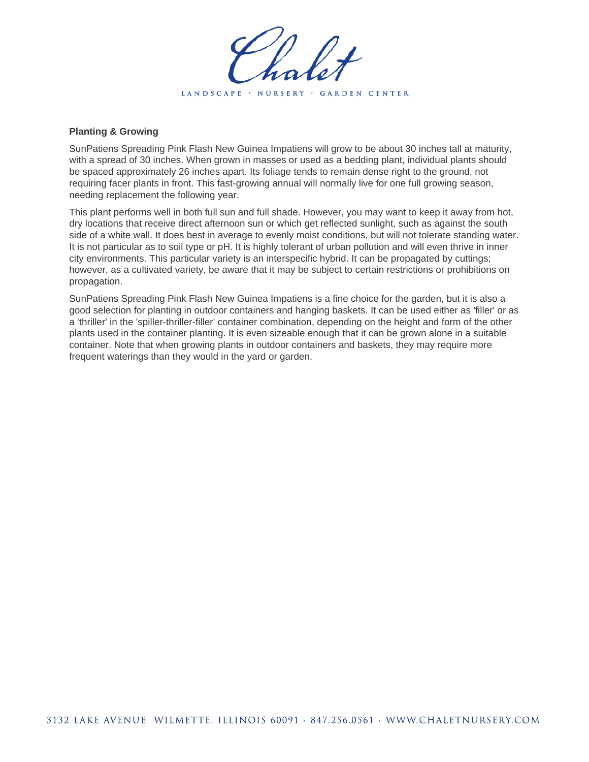**Planting & Growing**

SunPatiens Spreading Pink Flash New Guinea Impatiens will grow to be about 30 inches tall at maturity, with a spread of 30 inches. When grown in masses or used as a bedding plant, individual plants should be spaced approximately 26 inches apart. Its foliage tends to remain dense right to the ground, not requiring facer plants in front. This fast-growing annual will normally live for one full growing season, needing replacement the following year.

This plant performs well in both full sun and full shade. However, you may want to keep it away from hot, dry locations that receive direct afternoon sun or which get reflected sunlight, such as against the south side of a white wall. It does best in average to evenly moist conditions, but will not tolerate standing water. It is not particular as to soil type or pH. It is highly tolerant of urban pollution and will even thrive in inner city environments. This particular variety is an interspecific hybrid. It can be propagated by cuttings; however, as a cultivated variety, be aware that it may be subject to certain restrictions or prohibitions on propagation.

SunPatiens Spreading Pink Flash New Guinea Impatiens is a fine choice for the garden, but it is also a good selection for planting in outdoor containers and hanging baskets. It can be used either as 'filler' or as a 'thriller' in the 'spiller-thriller-filler' container combination, depending on the height and form of the other plants used in the container planting. It is even sizeable enough that it can be grown alone in a suitable container. Note that when growing plants in outdoor containers and baskets, they may require more frequent waterings than they would in the yard or garden.